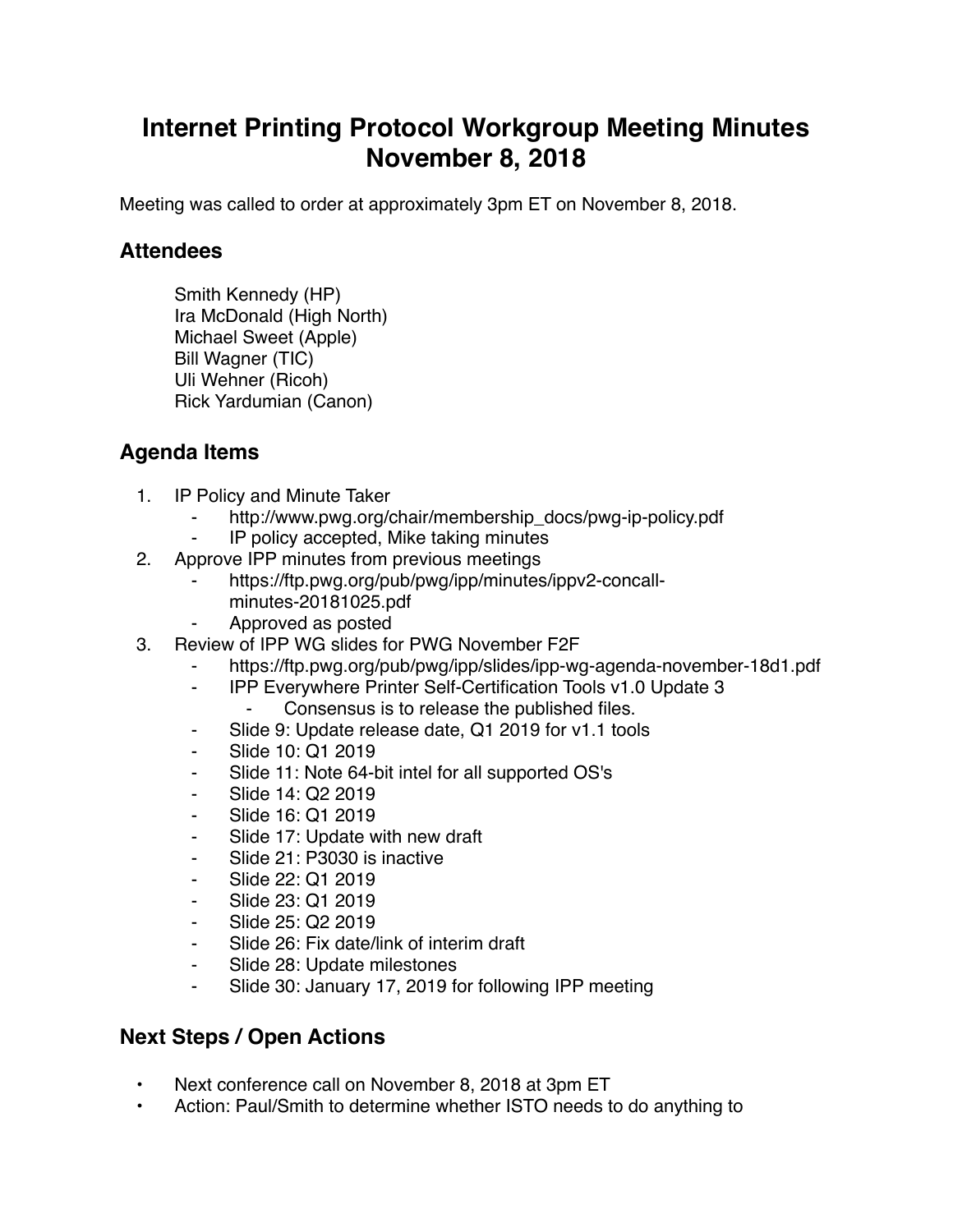# Internet Printing Protocol Workgroup Meeting Minutes November 8, 2018

Meeting was called to order at approximately 3pm ET on November 8, 2018.

## Attendees

Smith Kennedy (HP)
Ira McDonald (High North)
Michael Sweet (Apple)
Bill Wagner (TIC)
Uli Wehner (Ricoh)
Rick Yardumian (Canon)

## Agenda Items

1. IP Policy and Minute Taker
    - http://www.pwg.org/chair/membership_docs/pwg-ip-policy.pdf
    - IP policy accepted, Mike taking minutes
2. Approve IPP minutes from previous meetings
    - https://ftp.pwg.org/pub/pwg/ipp/minutes/ippv2-concall-minutes-20181025.pdf
    - Approved as posted
3. Review of IPP WG slides for PWG November F2F
    - https://ftp.pwg.org/pub/pwg/ipp/slides/ipp-wg-agenda-november-18d1.pdf
    - IPP Everywhere Printer Self-Certification Tools v1.0 Update 3
        - Consensus is to release the published files.
    - Slide 9: Update release date, Q1 2019 for v1.1 tools
    - Slide 10: Q1 2019
    - Slide 11: Note 64-bit intel for all supported OS's
    - Slide 14: Q2 2019
    - Slide 16: Q1 2019
    - Slide 17: Update with new draft
    - Slide 21: P3030 is inactive
    - Slide 22: Q1 2019
    - Slide 23: Q1 2019
    - Slide 25: Q2 2019
    - Slide 26: Fix date/link of interim draft
    - Slide 28: Update milestones
    - Slide 30: January 17, 2019 for following IPP meeting

## Next Steps / Open Actions

- Next conference call on November 8, 2018 at 3pm ET
- Action: Paul/Smith to determine whether ISTO needs to do anything to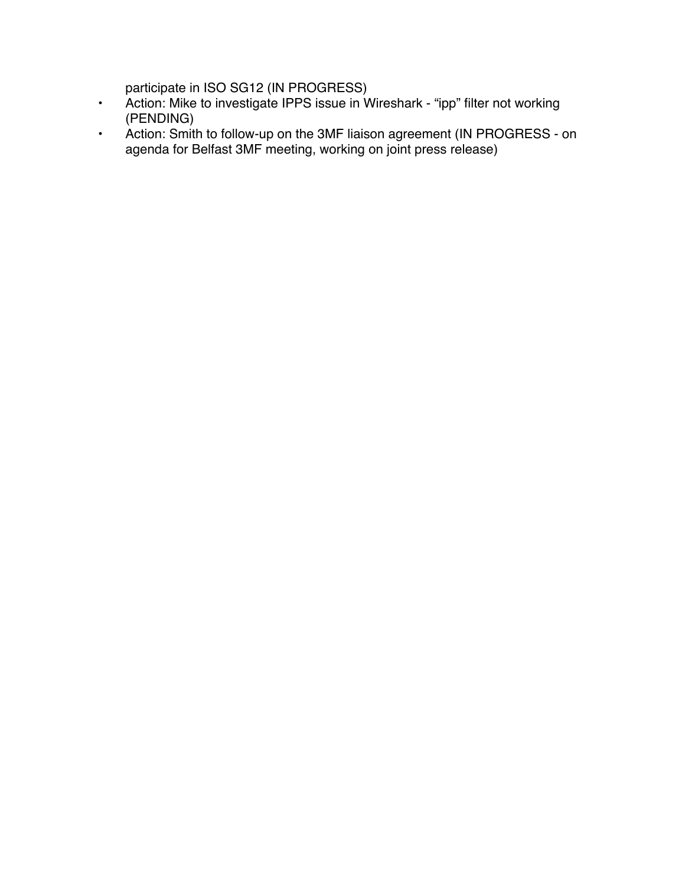participate in ISO SG12 (IN PROGRESS)

- Action: Mike to investigate IPPS issue in Wireshark - “ipp” filter not working (PENDING)
- Action: Smith to follow-up on the 3MF liaison agreement (IN PROGRESS - on agenda for Belfast 3MF meeting, working on joint press release)